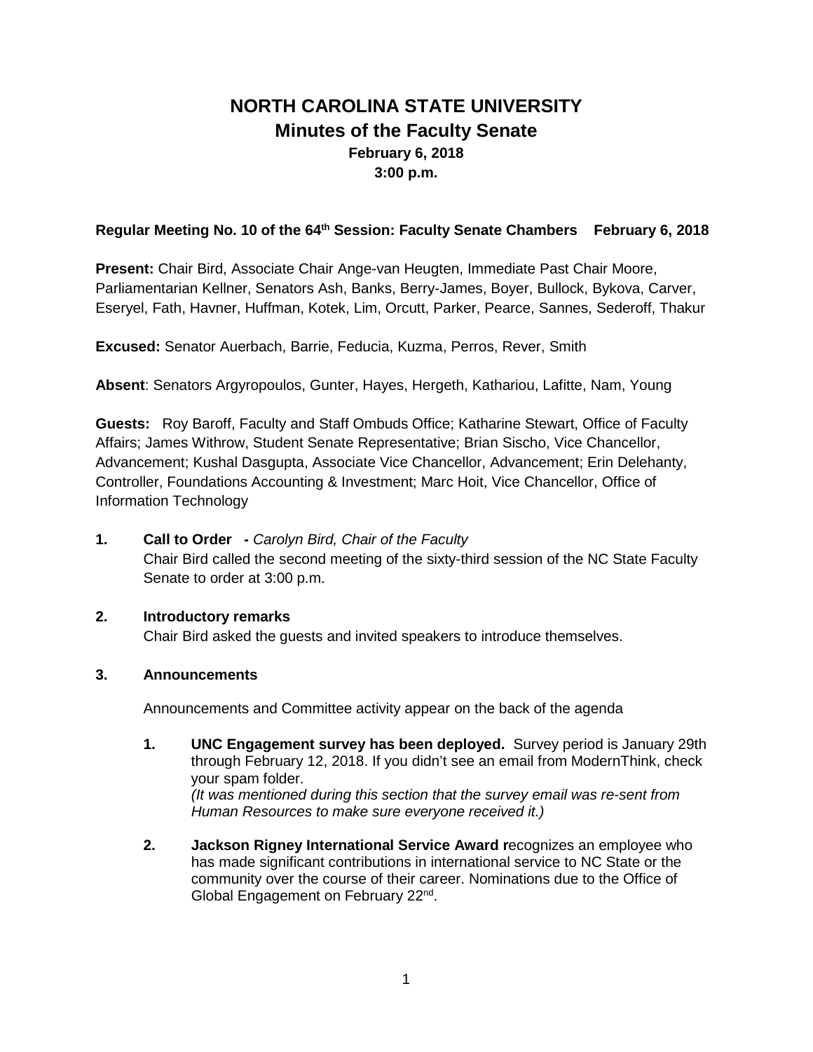# NORTH CAROLINA STATE UNIVERSITY
## Minutes of the Faculty Senate
### February 6, 2018
### 3:00 p.m.

**Regular Meeting No. 10 of the 64th Session: Faculty Senate Chambers February 6, 2018**

**Present:** Chair Bird, Associate Chair Ange-van Heugten, Immediate Past Chair Moore, Parliamentarian Kellner, Senators Ash, Banks, Berry-James, Boyer, Bullock, Bykova, Carver, Eseryel, Fath, Havner, Huffman, Kotek, Lim, Orcutt, Parker, Pearce, Sannes, Sederoff, Thakur

**Excused:** Senator Auerbach, Barrie, Feducia, Kuzma, Perros, Rever, Smith

**Absent**: Senators Argyropoulos, Gunter, Hayes, Hergeth, Kathariou, Lafitte, Nam, Young

**Guests:** Roy Baroff, Faculty and Staff Ombuds Office; Katharine Stewart, Office of Faculty Affairs; James Withrow, Student Senate Representative; Brian Sischo, Vice Chancellor, Advancement; Kushal Dasgupta, Associate Vice Chancellor, Advancement; Erin Delehanty, Controller, Foundations Accounting & Investment; Marc Hoit, Vice Chancellor, Office of Information Technology

**1. Call to Order -** *Carolyn Bird, Chair of the Faculty*

Chair Bird called the second meeting of the sixty-third session of the NC State Faculty Senate to order at 3:00 p.m.

**2. Introductory remarks**

Chair Bird asked the guests and invited speakers to introduce themselves.

**3. Announcements**

Announcements and Committee activity appear on the back of the agenda

1. **UNC Engagement survey has been deployed.** Survey period is January 29th through February 12, 2018. If you didn't see an email from ModernThink, check your spam folder.
   *(It was mentioned during this section that the survey email was re-sent from Human Resources to make sure everyone received it.)*

2. **Jackson Rigney International Service Award r**ecognizes an employee who has made significant contributions in international service to NC State or the community over the course of their career. Nominations due to the Office of Global Engagement on February 22nd.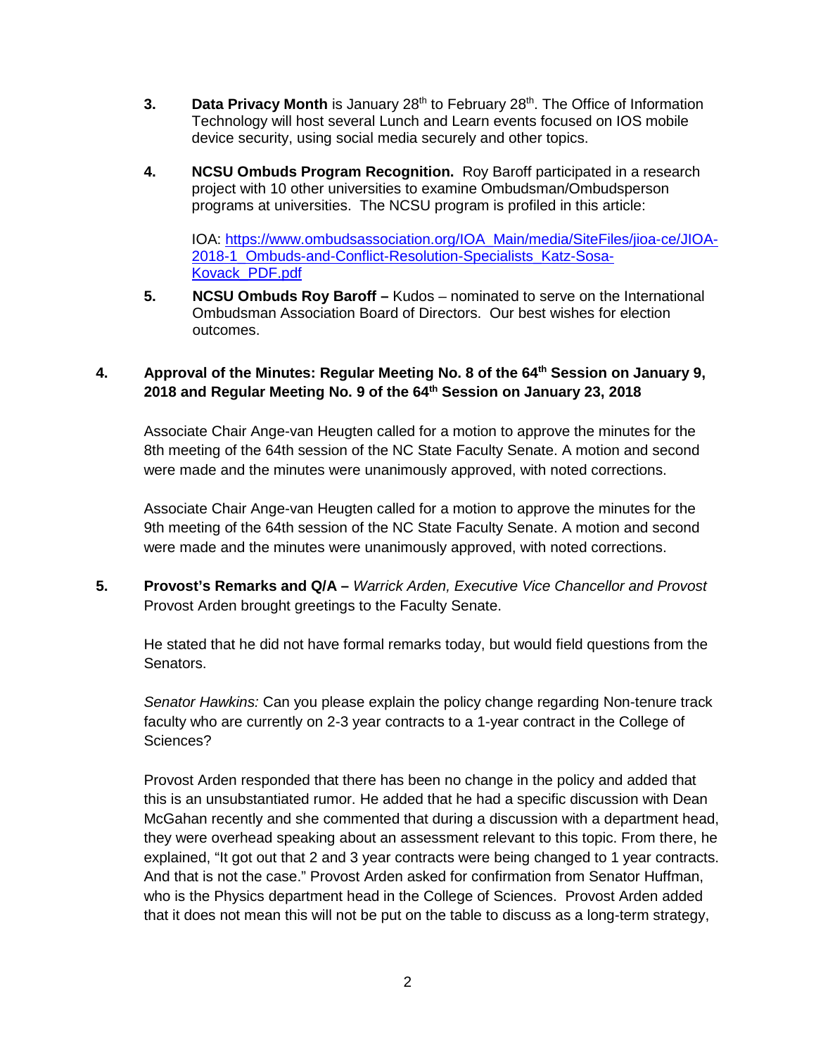3. **Data Privacy Month** is January 28th to February 28th. The Office of Information Technology will host several Lunch and Learn events focused on IOS mobile device security, using social media securely and other topics.

4. **NCSU Ombuds Program Recognition.** Roy Baroff participated in a research project with 10 other universities to examine Ombudsman/Ombudsperson programs at universities. The NCSU program is profiled in this article:

   IOA: [https://www.ombudsassociation.org/IOA_Main/media/SiteFiles/jioa-ce/JIOA-2018-1_Ombuds-and-Conflict-Resolution-Specialists_Katz-Sosa-Kovack_PDF.pdf](https://www.ombudsassociation.org/IOA_Main/media/SiteFiles/jioa-ce/JIOA-2018-1_Ombuds-and-Conflict-Resolution-Specialists_Katz-Sosa-Kovack_PDF.pdf)

5. **NCSU Ombuds Roy Baroff –** Kudos – nominated to serve on the International Ombudsman Association Board of Directors. Our best wishes for election outcomes.

## 4. Approval of the Minutes: Regular Meeting No. 8 of the 64th Session on January 9, 2018 and Regular Meeting No. 9 of the 64th Session on January 23, 2018

Associate Chair Ange-van Heugten called for a motion to approve the minutes for the 8th meeting of the 64th session of the NC State Faculty Senate. A motion and second were made and the minutes were unanimously approved, with noted corrections.

Associate Chair Ange-van Heugten called for a motion to approve the minutes for the 9th meeting of the 64th session of the NC State Faculty Senate. A motion and second were made and the minutes were unanimously approved, with noted corrections.

## 5. Provost's Remarks and Q/A – *Warrick Arden, Executive Vice Chancellor and Provost*

Provost Arden brought greetings to the Faculty Senate.

He stated that he did not have formal remarks today, but would field questions from the Senators.

*Senator Hawkins:* Can you please explain the policy change regarding Non-tenure track faculty who are currently on 2-3 year contracts to a 1-year contract in the College of Sciences?

Provost Arden responded that there has been no change in the policy and added that this is an unsubstantiated rumor. He added that he had a specific discussion with Dean McGahan recently and she commented that during a discussion with a department head, they were overhead speaking about an assessment relevant to this topic. From there, he explained, "It got out that 2 and 3 year contracts were being changed to 1 year contracts. And that is not the case." Provost Arden asked for confirmation from Senator Huffman, who is the Physics department head in the College of Sciences. Provost Arden added that it does not mean this will not be put on the table to discuss as a long-term strategy,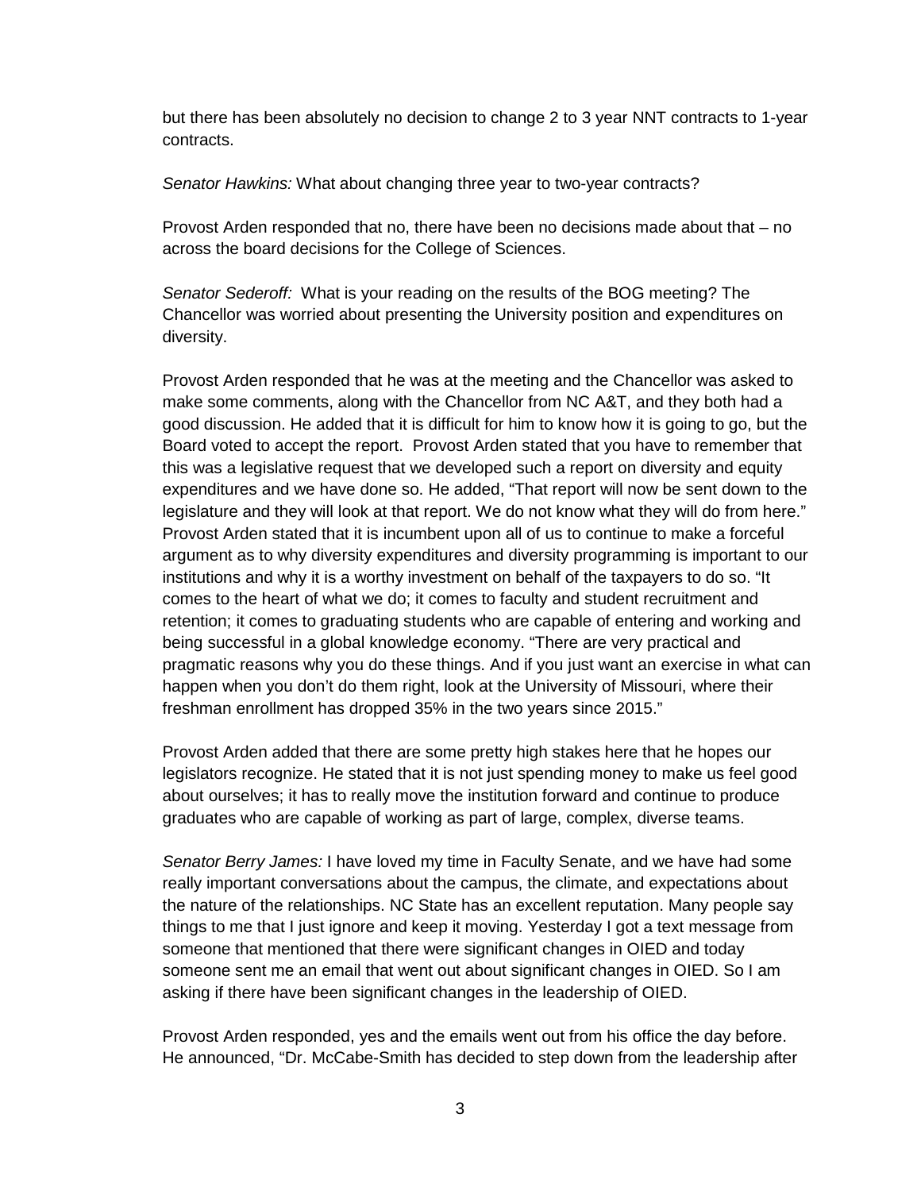but there has been absolutely no decision to change 2 to 3 year NNT contracts to 1-year contracts.

*Senator Hawkins:* What about changing three year to two-year contracts?

Provost Arden responded that no, there have been no decisions made about that – no across the board decisions for the College of Sciences.

*Senator Sederoff:* What is your reading on the results of the BOG meeting? The Chancellor was worried about presenting the University position and expenditures on diversity.

Provost Arden responded that he was at the meeting and the Chancellor was asked to make some comments, along with the Chancellor from NC A&T, and they both had a good discussion. He added that it is difficult for him to know how it is going to go, but the Board voted to accept the report. Provost Arden stated that you have to remember that this was a legislative request that we developed such a report on diversity and equity expenditures and we have done so. He added, "That report will now be sent down to the legislature and they will look at that report. We do not know what they will do from here." Provost Arden stated that it is incumbent upon all of us to continue to make a forceful argument as to why diversity expenditures and diversity programming is important to our institutions and why it is a worthy investment on behalf of the taxpayers to do so. "It comes to the heart of what we do; it comes to faculty and student recruitment and retention; it comes to graduating students who are capable of entering and working and being successful in a global knowledge economy. "There are very practical and pragmatic reasons why you do these things. And if you just want an exercise in what can happen when you don't do them right, look at the University of Missouri, where their freshman enrollment has dropped 35% in the two years since 2015."

Provost Arden added that there are some pretty high stakes here that he hopes our legislators recognize. He stated that it is not just spending money to make us feel good about ourselves; it has to really move the institution forward and continue to produce graduates who are capable of working as part of large, complex, diverse teams.

*Senator Berry James:* I have loved my time in Faculty Senate, and we have had some really important conversations about the campus, the climate, and expectations about the nature of the relationships. NC State has an excellent reputation. Many people say things to me that I just ignore and keep it moving. Yesterday I got a text message from someone that mentioned that there were significant changes in OIED and today someone sent me an email that went out about significant changes in OIED. So I am asking if there have been significant changes in the leadership of OIED.

Provost Arden responded, yes and the emails went out from his office the day before. He announced, "Dr. McCabe-Smith has decided to step down from the leadership after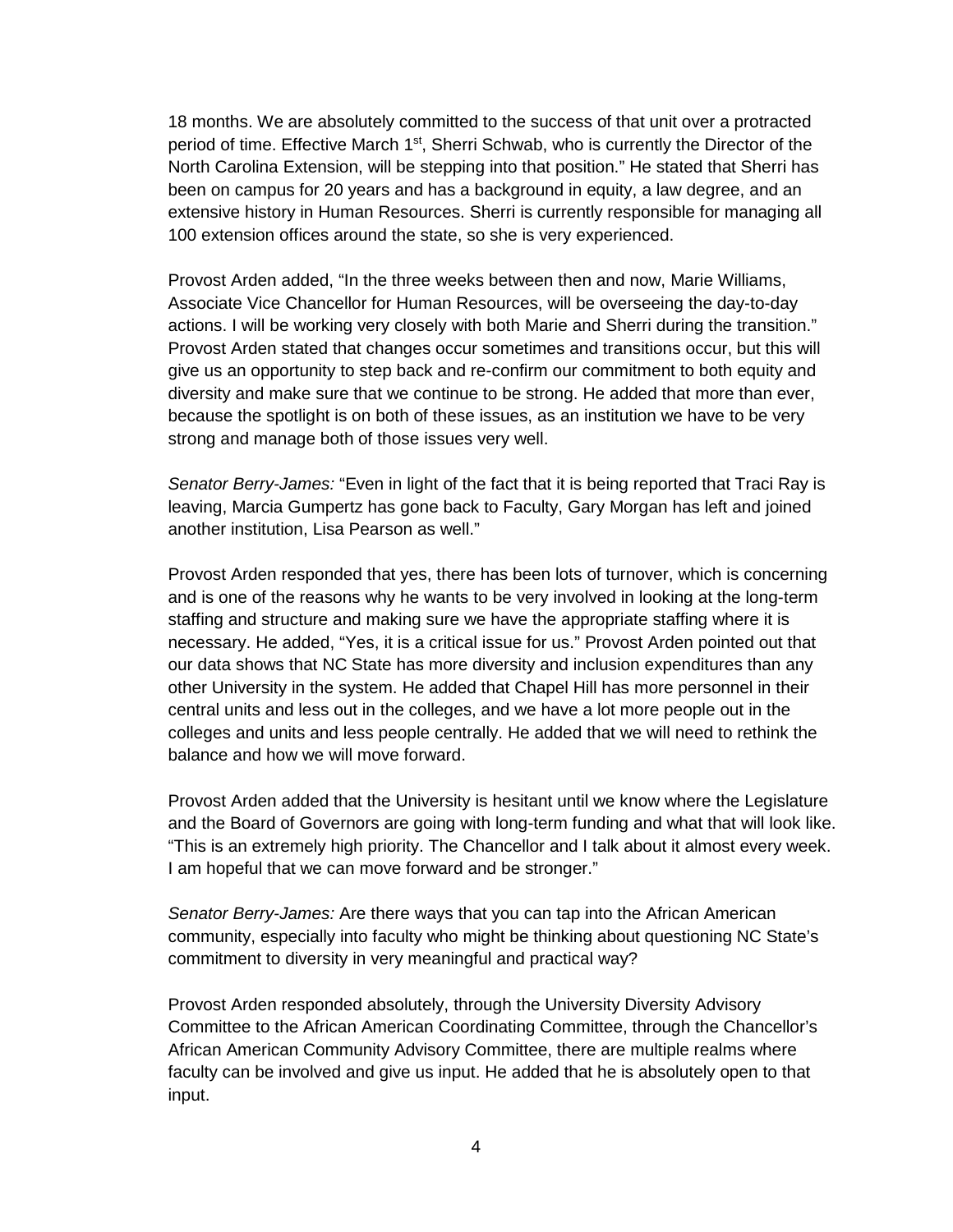18 months. We are absolutely committed to the success of that unit over a protracted period of time. Effective March 1st, Sherri Schwab, who is currently the Director of the North Carolina Extension, will be stepping into that position." He stated that Sherri has been on campus for 20 years and has a background in equity, a law degree, and an extensive history in Human Resources. Sherri is currently responsible for managing all 100 extension offices around the state, so she is very experienced.

Provost Arden added, "In the three weeks between then and now, Marie Williams, Associate Vice Chancellor for Human Resources, will be overseeing the day-to-day actions. I will be working very closely with both Marie and Sherri during the transition." Provost Arden stated that changes occur sometimes and transitions occur, but this will give us an opportunity to step back and re-confirm our commitment to both equity and diversity and make sure that we continue to be strong. He added that more than ever, because the spotlight is on both of these issues, as an institution we have to be very strong and manage both of those issues very well.

*Senator Berry-James:* "Even in light of the fact that it is being reported that Traci Ray is leaving, Marcia Gumpertz has gone back to Faculty, Gary Morgan has left and joined another institution, Lisa Pearson as well."

Provost Arden responded that yes, there has been lots of turnover, which is concerning and is one of the reasons why he wants to be very involved in looking at the long-term staffing and structure and making sure we have the appropriate staffing where it is necessary. He added, "Yes, it is a critical issue for us." Provost Arden pointed out that our data shows that NC State has more diversity and inclusion expenditures than any other University in the system. He added that Chapel Hill has more personnel in their central units and less out in the colleges, and we have a lot more people out in the colleges and units and less people centrally. He added that we will need to rethink the balance and how we will move forward.

Provost Arden added that the University is hesitant until we know where the Legislature and the Board of Governors are going with long-term funding and what that will look like. "This is an extremely high priority. The Chancellor and I talk about it almost every week. I am hopeful that we can move forward and be stronger."

*Senator Berry-James:* Are there ways that you can tap into the African American community, especially into faculty who might be thinking about questioning NC State's commitment to diversity in very meaningful and practical way?

Provost Arden responded absolutely, through the University Diversity Advisory Committee to the African American Coordinating Committee, through the Chancellor's African American Community Advisory Committee, there are multiple realms where faculty can be involved and give us input. He added that he is absolutely open to that input.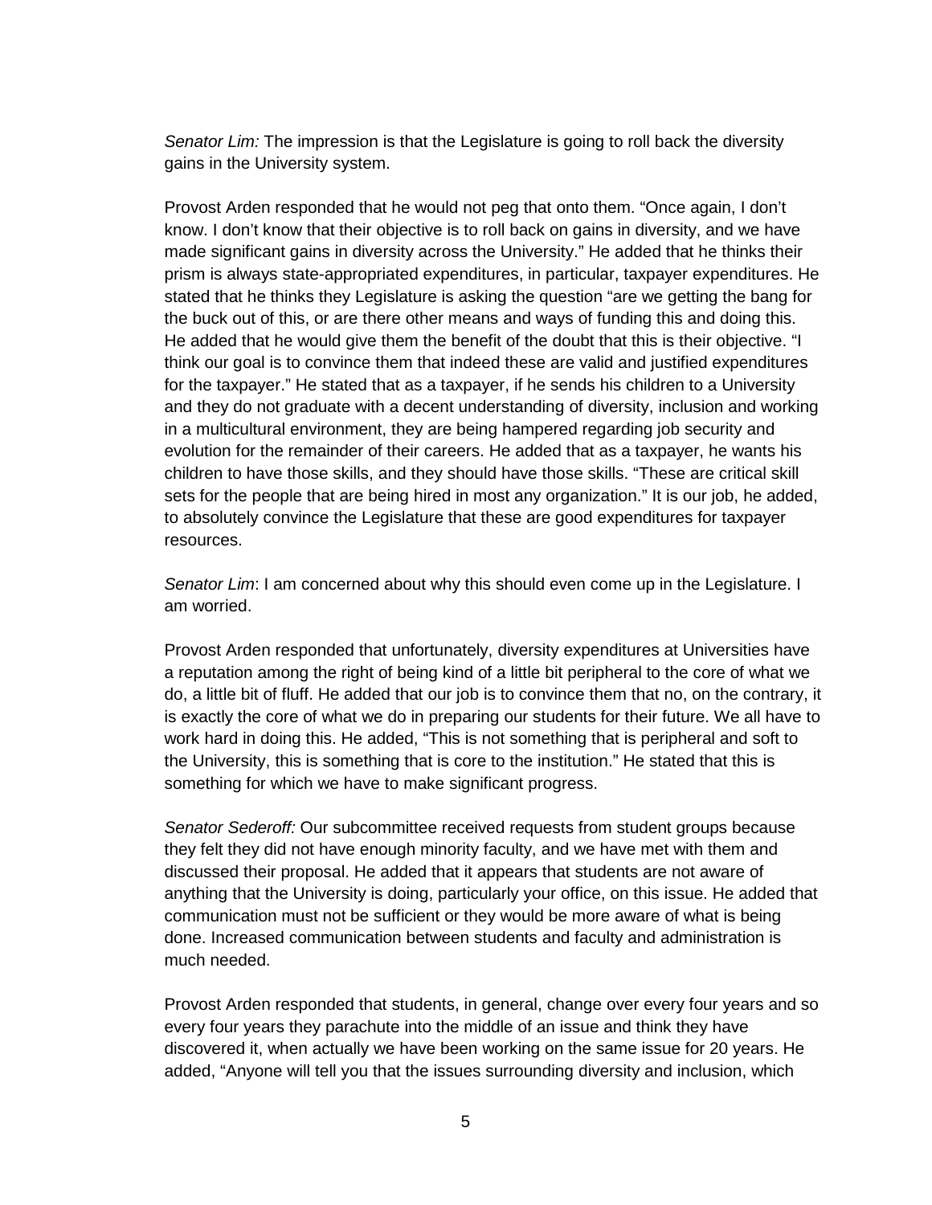*Senator Lim:* The impression is that the Legislature is going to roll back the diversity gains in the University system.

Provost Arden responded that he would not peg that onto them. "Once again, I don't know. I don't know that their objective is to roll back on gains in diversity, and we have made significant gains in diversity across the University." He added that he thinks their prism is always state-appropriated expenditures, in particular, taxpayer expenditures. He stated that he thinks they Legislature is asking the question "are we getting the bang for the buck out of this, or are there other means and ways of funding this and doing this. He added that he would give them the benefit of the doubt that this is their objective. "I think our goal is to convince them that indeed these are valid and justified expenditures for the taxpayer." He stated that as a taxpayer, if he sends his children to a University and they do not graduate with a decent understanding of diversity, inclusion and working in a multicultural environment, they are being hampered regarding job security and evolution for the remainder of their careers. He added that as a taxpayer, he wants his children to have those skills, and they should have those skills. "These are critical skill sets for the people that are being hired in most any organization." It is our job, he added, to absolutely convince the Legislature that these are good expenditures for taxpayer resources.

*Senator Lim*: I am concerned about why this should even come up in the Legislature. I am worried.

Provost Arden responded that unfortunately, diversity expenditures at Universities have a reputation among the right of being kind of a little bit peripheral to the core of what we do, a little bit of fluff. He added that our job is to convince them that no, on the contrary, it is exactly the core of what we do in preparing our students for their future. We all have to work hard in doing this. He added, "This is not something that is peripheral and soft to the University, this is something that is core to the institution." He stated that this is something for which we have to make significant progress.

*Senator Sederoff:* Our subcommittee received requests from student groups because they felt they did not have enough minority faculty, and we have met with them and discussed their proposal. He added that it appears that students are not aware of anything that the University is doing, particularly your office, on this issue. He added that communication must not be sufficient or they would be more aware of what is being done. Increased communication between students and faculty and administration is much needed.

Provost Arden responded that students, in general, change over every four years and so every four years they parachute into the middle of an issue and think they have discovered it, when actually we have been working on the same issue for 20 years. He added, "Anyone will tell you that the issues surrounding diversity and inclusion, which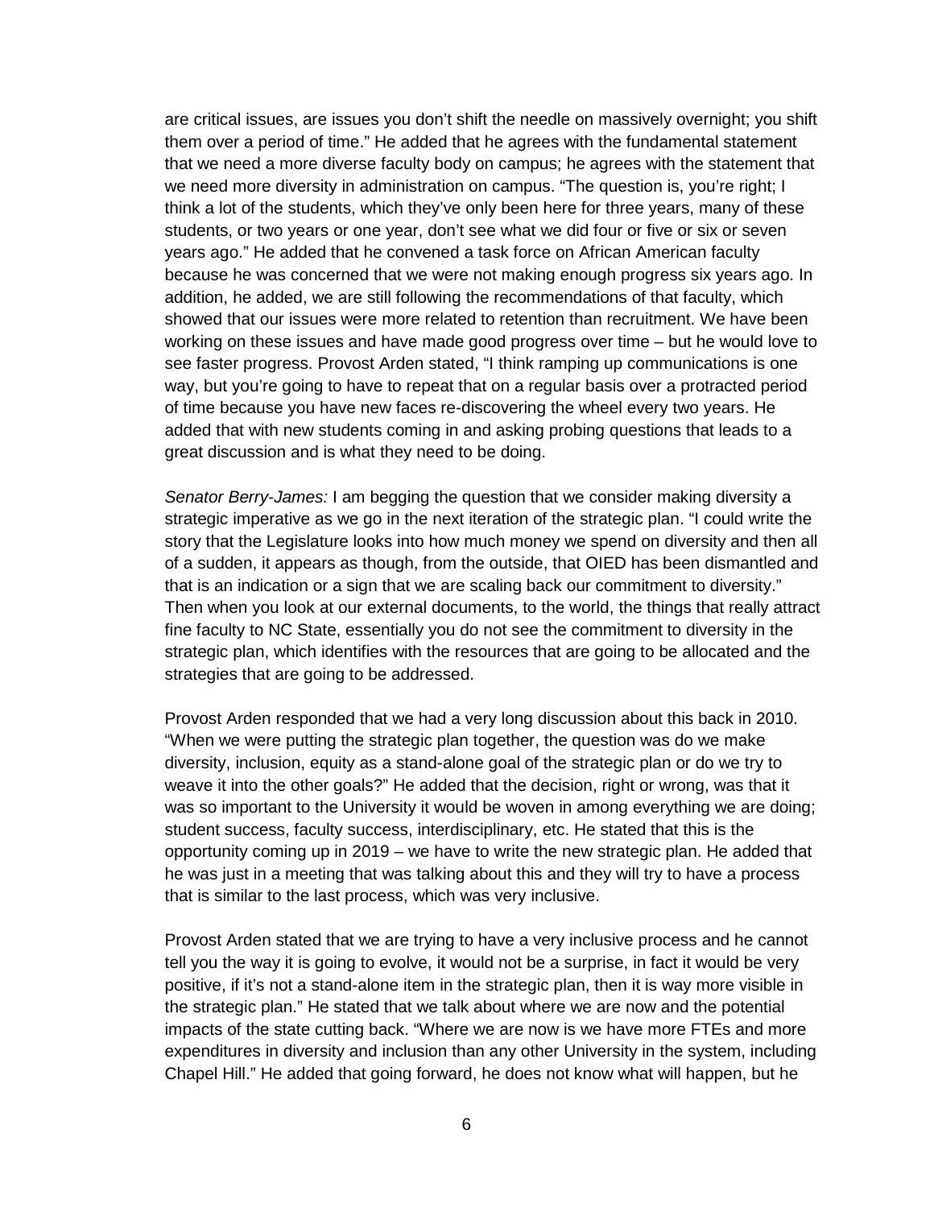are critical issues, are issues you don't shift the needle on massively overnight; you shift them over a period of time." He added that he agrees with the fundamental statement that we need a more diverse faculty body on campus; he agrees with the statement that we need more diversity in administration on campus. "The question is, you're right; I think a lot of the students, which they've only been here for three years, many of these students, or two years or one year, don't see what we did four or five or six or seven years ago." He added that he convened a task force on African American faculty because he was concerned that we were not making enough progress six years ago. In addition, he added, we are still following the recommendations of that faculty, which showed that our issues were more related to retention than recruitment. We have been working on these issues and have made good progress over time – but he would love to see faster progress. Provost Arden stated, "I think ramping up communications is one way, but you're going to have to repeat that on a regular basis over a protracted period of time because you have new faces re-discovering the wheel every two years. He added that with new students coming in and asking probing questions that leads to a great discussion and is what they need to be doing.

*Senator Berry-James:* I am begging the question that we consider making diversity a strategic imperative as we go in the next iteration of the strategic plan. "I could write the story that the Legislature looks into how much money we spend on diversity and then all of a sudden, it appears as though, from the outside, that OIED has been dismantled and that is an indication or a sign that we are scaling back our commitment to diversity." Then when you look at our external documents, to the world, the things that really attract fine faculty to NC State, essentially you do not see the commitment to diversity in the strategic plan, which identifies with the resources that are going to be allocated and the strategies that are going to be addressed.

Provost Arden responded that we had a very long discussion about this back in 2010. "When we were putting the strategic plan together, the question was do we make diversity, inclusion, equity as a stand-alone goal of the strategic plan or do we try to weave it into the other goals?" He added that the decision, right or wrong, was that it was so important to the University it would be woven in among everything we are doing; student success, faculty success, interdisciplinary, etc. He stated that this is the opportunity coming up in 2019 – we have to write the new strategic plan. He added that he was just in a meeting that was talking about this and they will try to have a process that is similar to the last process, which was very inclusive.

Provost Arden stated that we are trying to have a very inclusive process and he cannot tell you the way it is going to evolve, it would not be a surprise, in fact it would be very positive, if it's not a stand-alone item in the strategic plan, then it is way more visible in the strategic plan." He stated that we talk about where we are now and the potential impacts of the state cutting back. "Where we are now is we have more FTEs and more expenditures in diversity and inclusion than any other University in the system, including Chapel Hill." He added that going forward, he does not know what will happen, but he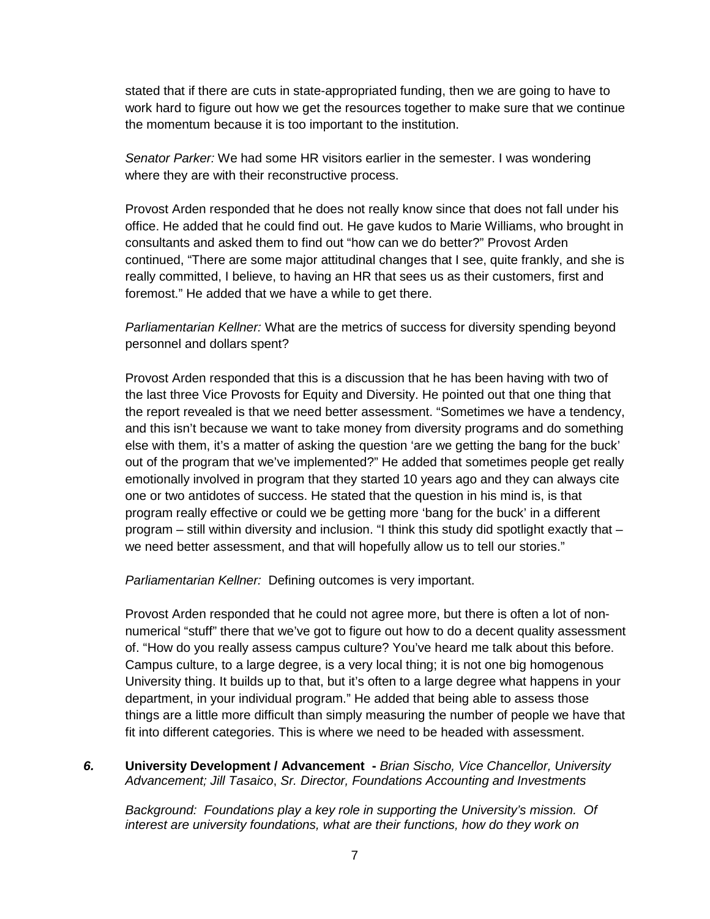stated that if there are cuts in state-appropriated funding, then we are going to have to work hard to figure out how we get the resources together to make sure that we continue the momentum because it is too important to the institution.

*Senator Parker:* We had some HR visitors earlier in the semester. I was wondering where they are with their reconstructive process.

Provost Arden responded that he does not really know since that does not fall under his office. He added that he could find out. He gave kudos to Marie Williams, who brought in consultants and asked them to find out "how can we do better?" Provost Arden continued, "There are some major attitudinal changes that I see, quite frankly, and she is really committed, I believe, to having an HR that sees us as their customers, first and foremost." He added that we have a while to get there.

*Parliamentarian Kellner:* What are the metrics of success for diversity spending beyond personnel and dollars spent?

Provost Arden responded that this is a discussion that he has been having with two of the last three Vice Provosts for Equity and Diversity. He pointed out that one thing that the report revealed is that we need better assessment. "Sometimes we have a tendency, and this isn't because we want to take money from diversity programs and do something else with them, it's a matter of asking the question 'are we getting the bang for the buck' out of the program that we've implemented?" He added that sometimes people get really emotionally involved in program that they started 10 years ago and they can always cite one or two antidotes of success. He stated that the question in his mind is, is that program really effective or could we be getting more 'bang for the buck' in a different program – still within diversity and inclusion. "I think this study did spotlight exactly that – we need better assessment, and that will hopefully allow us to tell our stories."

*Parliamentarian Kellner:* Defining outcomes is very important.

Provost Arden responded that he could not agree more, but there is often a lot of non-numerical "stuff" there that we've got to figure out how to do a decent quality assessment of. "How do you really assess campus culture? You've heard me talk about this before. Campus culture, to a large degree, is a very local thing; it is not one big homogenous University thing. It builds up to that, but it's often to a large degree what happens in your department, in your individual program." He added that being able to assess those things are a little more difficult than simply measuring the number of people we have that fit into different categories. This is where we need to be headed with assessment.

***6.*** **University Development / Advancement -** *Brian Sischo, Vice Chancellor, University Advancement; Jill Tasaico*, *Sr. Director, Foundations Accounting and Investments*

*Background: Foundations play a key role in supporting the University's mission. Of interest are university foundations, what are their functions, how do they work on*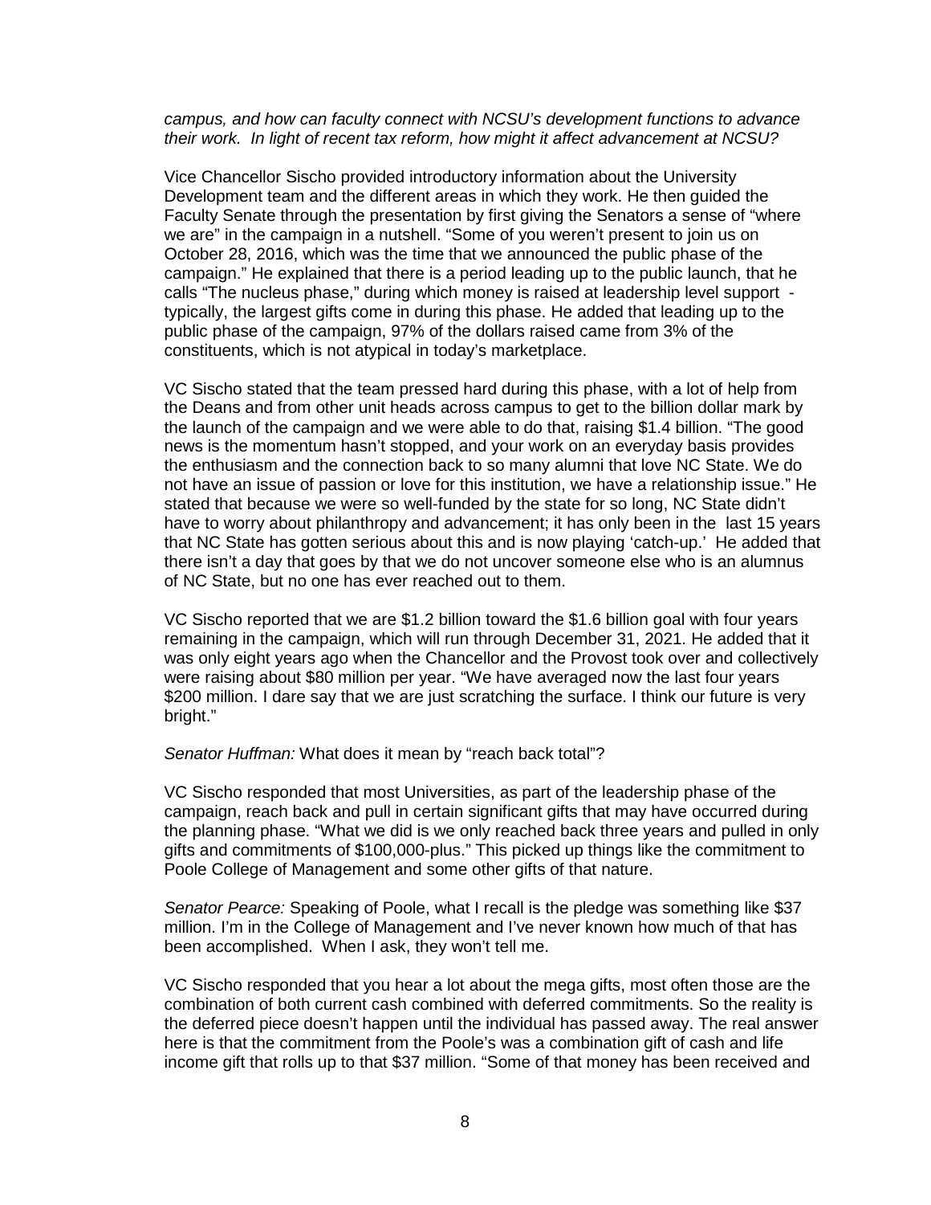*campus, and how can faculty connect with NCSU's development functions to advance their work. In light of recent tax reform, how might it affect advancement at NCSU?*

Vice Chancellor Sischo provided introductory information about the University Development team and the different areas in which they work. He then guided the Faculty Senate through the presentation by first giving the Senators a sense of "where we are" in the campaign in a nutshell. "Some of you weren't present to join us on October 28, 2016, which was the time that we announced the public phase of the campaign." He explained that there is a period leading up to the public launch, that he calls "The nucleus phase," during which money is raised at leadership level support - typically, the largest gifts come in during this phase. He added that leading up to the public phase of the campaign, 97% of the dollars raised came from 3% of the constituents, which is not atypical in today's marketplace.

VC Sischo stated that the team pressed hard during this phase, with a lot of help from the Deans and from other unit heads across campus to get to the billion dollar mark by the launch of the campaign and we were able to do that, raising $1.4 billion. "The good news is the momentum hasn't stopped, and your work on an everyday basis provides the enthusiasm and the connection back to so many alumni that love NC State. We do not have an issue of passion or love for this institution, we have a relationship issue." He stated that because we were so well-funded by the state for so long, NC State didn't have to worry about philanthropy and advancement; it has only been in the last 15 years that NC State has gotten serious about this and is now playing 'catch-up.' He added that there isn't a day that goes by that we do not uncover someone else who is an alumnus of NC State, but no one has ever reached out to them.

VC Sischo reported that we are $1.2 billion toward the $1.6 billion goal with four years remaining in the campaign, which will run through December 31, 2021. He added that it was only eight years ago when the Chancellor and the Provost took over and collectively were raising about $80 million per year. "We have averaged now the last four years $200 million. I dare say that we are just scratching the surface. I think our future is very bright."

*Senator Huffman:* What does it mean by "reach back total"?

VC Sischo responded that most Universities, as part of the leadership phase of the campaign, reach back and pull in certain significant gifts that may have occurred during the planning phase. "What we did is we only reached back three years and pulled in only gifts and commitments of $100,000-plus." This picked up things like the commitment to Poole College of Management and some other gifts of that nature.

*Senator Pearce:* Speaking of Poole, what I recall is the pledge was something like $37 million. I'm in the College of Management and I've never known how much of that has been accomplished. When I ask, they won't tell me.

VC Sischo responded that you hear a lot about the mega gifts, most often those are the combination of both current cash combined with deferred commitments. So the reality is the deferred piece doesn't happen until the individual has passed away. The real answer here is that the commitment from the Poole's was a combination gift of cash and life income gift that rolls up to that $37 million. "Some of that money has been received and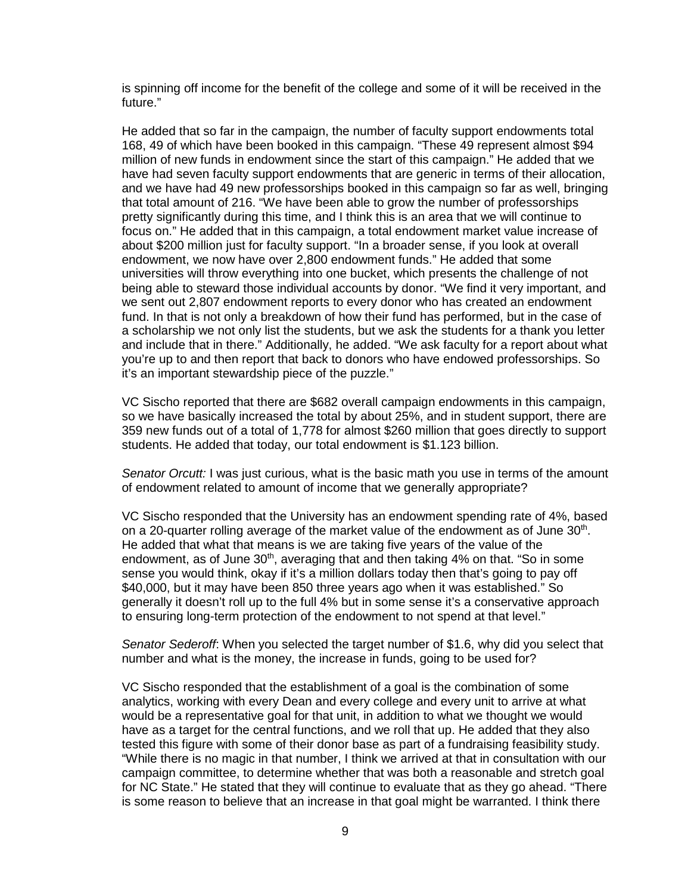is spinning off income for the benefit of the college and some of it will be received in the future."

He added that so far in the campaign, the number of faculty support endowments total 168, 49 of which have been booked in this campaign. "These 49 represent almost $94 million of new funds in endowment since the start of this campaign." He added that we have had seven faculty support endowments that are generic in terms of their allocation, and we have had 49 new professorships booked in this campaign so far as well, bringing that total amount of 216. "We have been able to grow the number of professorships pretty significantly during this time, and I think this is an area that we will continue to focus on." He added that in this campaign, a total endowment market value increase of about $200 million just for faculty support. "In a broader sense, if you look at overall endowment, we now have over 2,800 endowment funds." He added that some universities will throw everything into one bucket, which presents the challenge of not being able to steward those individual accounts by donor. "We find it very important, and we sent out 2,807 endowment reports to every donor who has created an endowment fund. In that is not only a breakdown of how their fund has performed, but in the case of a scholarship we not only list the students, but we ask the students for a thank you letter and include that in there." Additionally, he added. "We ask faculty for a report about what you're up to and then report that back to donors who have endowed professorships. So it's an important stewardship piece of the puzzle."

VC Sischo reported that there are $682 overall campaign endowments in this campaign, so we have basically increased the total by about 25%, and in student support, there are 359 new funds out of a total of 1,778 for almost $260 million that goes directly to support students. He added that today, our total endowment is $1.123 billion.

*Senator Orcutt:* I was just curious, what is the basic math you use in terms of the amount of endowment related to amount of income that we generally appropriate?

VC Sischo responded that the University has an endowment spending rate of 4%, based on a 20-quarter rolling average of the market value of the endowment as of June 30th. He added that what that means is we are taking five years of the value of the endowment, as of June 30th, averaging that and then taking 4% on that. "So in some sense you would think, okay if it's a million dollars today then that's going to pay off $40,000, but it may have been 850 three years ago when it was established." So generally it doesn't roll up to the full 4% but in some sense it's a conservative approach to ensuring long-term protection of the endowment to not spend at that level."

*Senator Sederoff*: When you selected the target number of $1.6, why did you select that number and what is the money, the increase in funds, going to be used for?

VC Sischo responded that the establishment of a goal is the combination of some analytics, working with every Dean and every college and every unit to arrive at what would be a representative goal for that unit, in addition to what we thought we would have as a target for the central functions, and we roll that up. He added that they also tested this figure with some of their donor base as part of a fundraising feasibility study. "While there is no magic in that number, I think we arrived at that in consultation with our campaign committee, to determine whether that was both a reasonable and stretch goal for NC State." He stated that they will continue to evaluate that as they go ahead. "There is some reason to believe that an increase in that goal might be warranted. I think there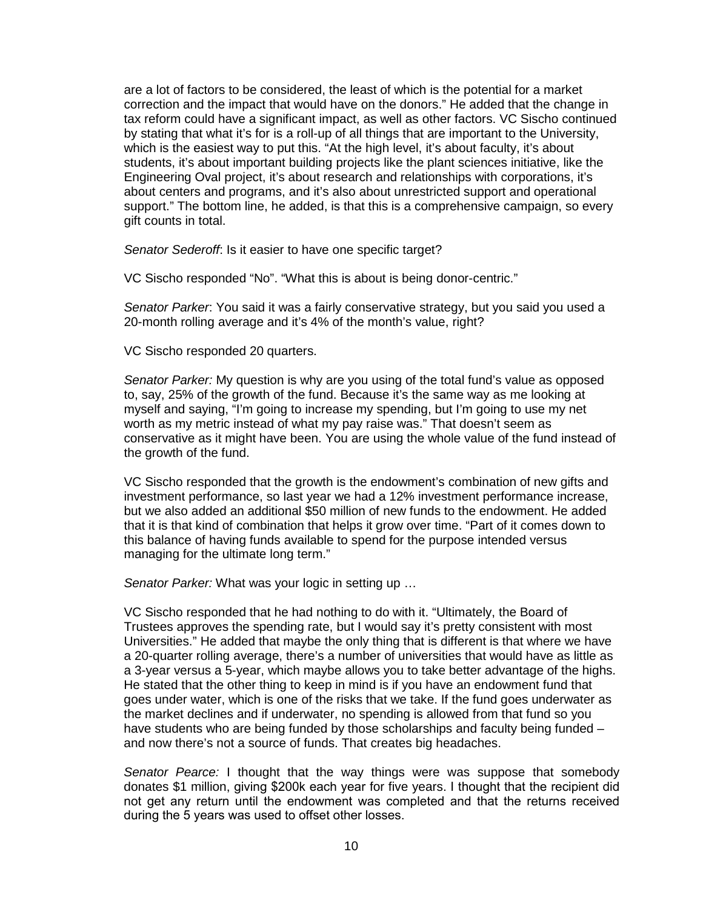are a lot of factors to be considered, the least of which is the potential for a market correction and the impact that would have on the donors." He added that the change in tax reform could have a significant impact, as well as other factors. VC Sischo continued by stating that what it's for is a roll-up of all things that are important to the University, which is the easiest way to put this. "At the high level, it's about faculty, it's about students, it's about important building projects like the plant sciences initiative, like the Engineering Oval project, it's about research and relationships with corporations, it's about centers and programs, and it's also about unrestricted support and operational support." The bottom line, he added, is that this is a comprehensive campaign, so every gift counts in total.

*Senator Sederoff*: Is it easier to have one specific target?

VC Sischo responded "No". "What this is about is being donor-centric."

*Senator Parker*: You said it was a fairly conservative strategy, but you said you used a 20-month rolling average and it's 4% of the month's value, right?

VC Sischo responded 20 quarters.

*Senator Parker:* My question is why are you using of the total fund's value as opposed to, say, 25% of the growth of the fund. Because it's the same way as me looking at myself and saying, "I'm going to increase my spending, but I'm going to use my net worth as my metric instead of what my pay raise was." That doesn't seem as conservative as it might have been. You are using the whole value of the fund instead of the growth of the fund.

VC Sischo responded that the growth is the endowment's combination of new gifts and investment performance, so last year we had a 12% investment performance increase, but we also added an additional $50 million of new funds to the endowment. He added that it is that kind of combination that helps it grow over time. "Part of it comes down to this balance of having funds available to spend for the purpose intended versus managing for the ultimate long term."

*Senator Parker:* What was your logic in setting up …

VC Sischo responded that he had nothing to do with it. "Ultimately, the Board of Trustees approves the spending rate, but I would say it's pretty consistent with most Universities." He added that maybe the only thing that is different is that where we have a 20-quarter rolling average, there's a number of universities that would have as little as a 3-year versus a 5-year, which maybe allows you to take better advantage of the highs. He stated that the other thing to keep in mind is if you have an endowment fund that goes under water, which is one of the risks that we take. If the fund goes underwater as the market declines and if underwater, no spending is allowed from that fund so you have students who are being funded by those scholarships and faculty being funded – and now there's not a source of funds. That creates big headaches.

*Senator Pearce:* I thought that the way things were was suppose that somebody donates $1 million, giving $200k each year for five years. I thought that the recipient did not get any return until the endowment was completed and that the returns received during the 5 years was used to offset other losses.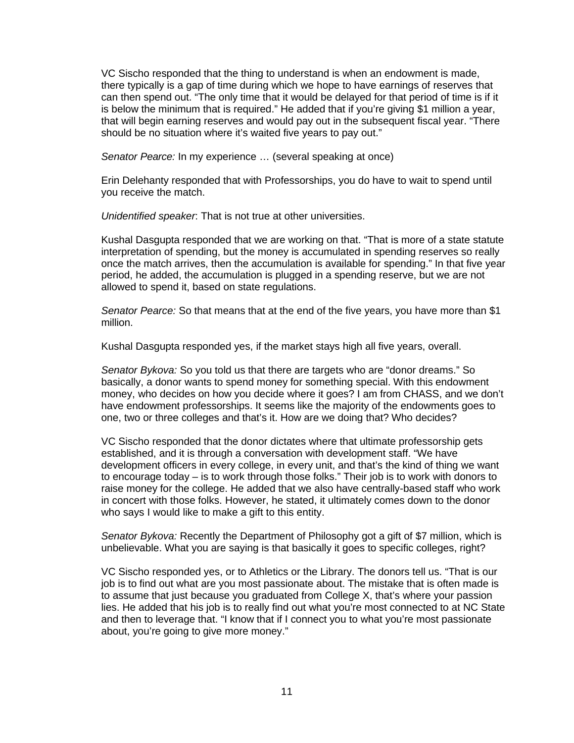VC Sischo responded that the thing to understand is when an endowment is made, there typically is a gap of time during which we hope to have earnings of reserves that can then spend out. “The only time that it would be delayed for that period of time is if it is below the minimum that is required.” He added that if you’re giving $1 million a year, that will begin earning reserves and would pay out in the subsequent fiscal year. “There should be no situation where it’s waited five years to pay out.”

*Senator Pearce:* In my experience … (several speaking at once)

Erin Delehanty responded that with Professorships, you do have to wait to spend until you receive the match.

*Unidentified speaker*: That is not true at other universities.

Kushal Dasgupta responded that we are working on that. “That is more of a state statute interpretation of spending, but the money is accumulated in spending reserves so really once the match arrives, then the accumulation is available for spending.” In that five year period, he added, the accumulation is plugged in a spending reserve, but we are not allowed to spend it, based on state regulations.

*Senator Pearce:* So that means that at the end of the five years, you have more than $1 million.

Kushal Dasgupta responded yes, if the market stays high all five years, overall.

*Senator Bykova:* So you told us that there are targets who are “donor dreams.” So basically, a donor wants to spend money for something special. With this endowment money, who decides on how you decide where it goes? I am from CHASS, and we don’t have endowment professorships. It seems like the majority of the endowments goes to one, two or three colleges and that’s it. How are we doing that? Who decides?

VC Sischo responded that the donor dictates where that ultimate professorship gets established, and it is through a conversation with development staff. “We have development officers in every college, in every unit, and that’s the kind of thing we want to encourage today – is to work through those folks.” Their job is to work with donors to raise money for the college. He added that we also have centrally-based staff who work in concert with those folks. However, he stated, it ultimately comes down to the donor who says I would like to make a gift to this entity.

*Senator Bykova:* Recently the Department of Philosophy got a gift of $7 million, which is unbelievable. What you are saying is that basically it goes to specific colleges, right?

VC Sischo responded yes, or to Athletics or the Library. The donors tell us. “That is our job is to find out what are you most passionate about. The mistake that is often made is to assume that just because you graduated from College X, that’s where your passion lies. He added that his job is to really find out what you’re most connected to at NC State and then to leverage that. “I know that if I connect you to what you’re most passionate about, you’re going to give more money.”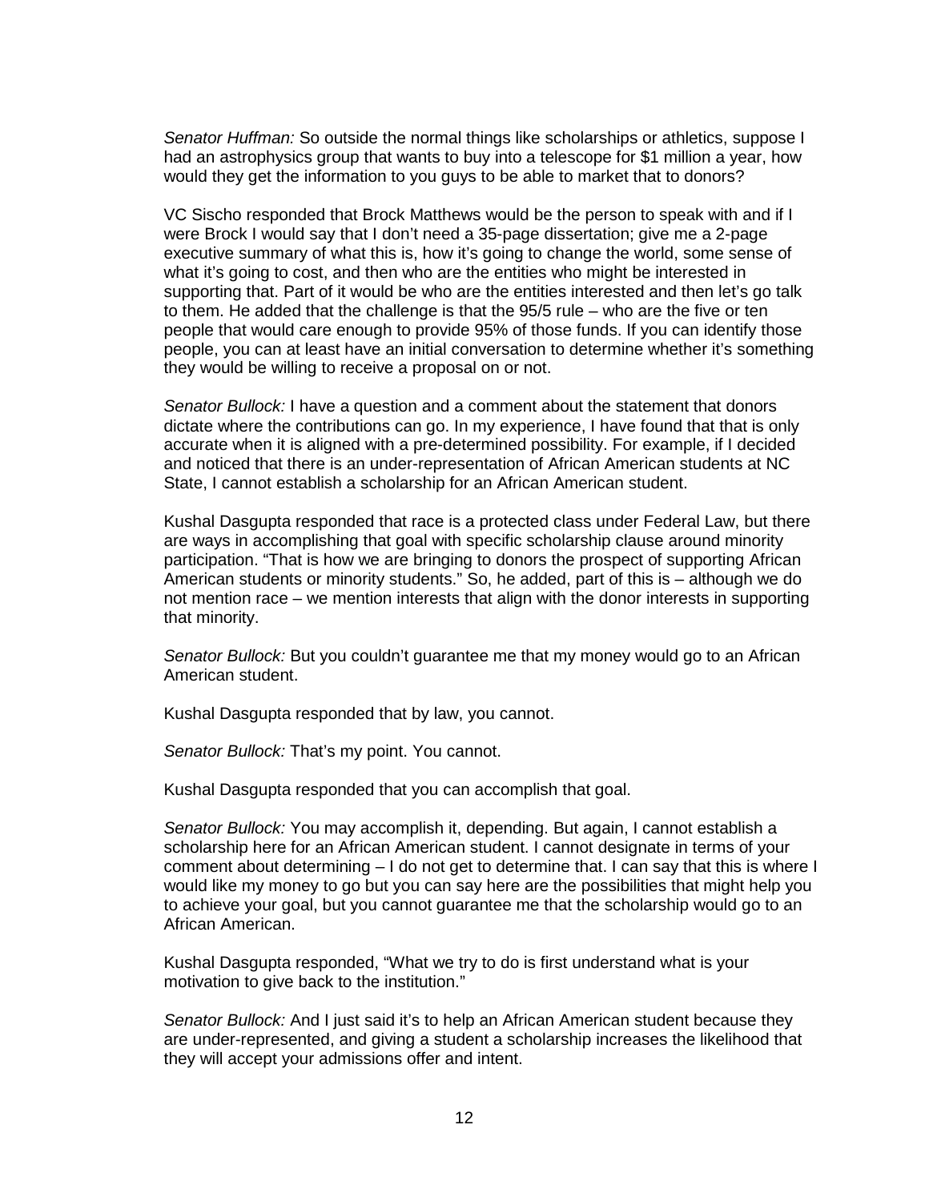*Senator Huffman:* So outside the normal things like scholarships or athletics, suppose I had an astrophysics group that wants to buy into a telescope for $1 million a year, how would they get the information to you guys to be able to market that to donors?

VC Sischo responded that Brock Matthews would be the person to speak with and if I were Brock I would say that I don't need a 35-page dissertation; give me a 2-page executive summary of what this is, how it's going to change the world, some sense of what it's going to cost, and then who are the entities who might be interested in supporting that. Part of it would be who are the entities interested and then let's go talk to them. He added that the challenge is that the 95/5 rule – who are the five or ten people that would care enough to provide 95% of those funds. If you can identify those people, you can at least have an initial conversation to determine whether it's something they would be willing to receive a proposal on or not.

*Senator Bullock:* I have a question and a comment about the statement that donors dictate where the contributions can go. In my experience, I have found that that is only accurate when it is aligned with a pre-determined possibility. For example, if I decided and noticed that there is an under-representation of African American students at NC State, I cannot establish a scholarship for an African American student.

Kushal Dasgupta responded that race is a protected class under Federal Law, but there are ways in accomplishing that goal with specific scholarship clause around minority participation. "That is how we are bringing to donors the prospect of supporting African American students or minority students." So, he added, part of this is – although we do not mention race – we mention interests that align with the donor interests in supporting that minority.

*Senator Bullock:* But you couldn't guarantee me that my money would go to an African American student.

Kushal Dasgupta responded that by law, you cannot.

*Senator Bullock:* That's my point. You cannot.

Kushal Dasgupta responded that you can accomplish that goal.

*Senator Bullock:* You may accomplish it, depending. But again, I cannot establish a scholarship here for an African American student. I cannot designate in terms of your comment about determining – I do not get to determine that. I can say that this is where I would like my money to go but you can say here are the possibilities that might help you to achieve your goal, but you cannot guarantee me that the scholarship would go to an African American.

Kushal Dasgupta responded, "What we try to do is first understand what is your motivation to give back to the institution."

*Senator Bullock:* And I just said it's to help an African American student because they are under-represented, and giving a student a scholarship increases the likelihood that they will accept your admissions offer and intent.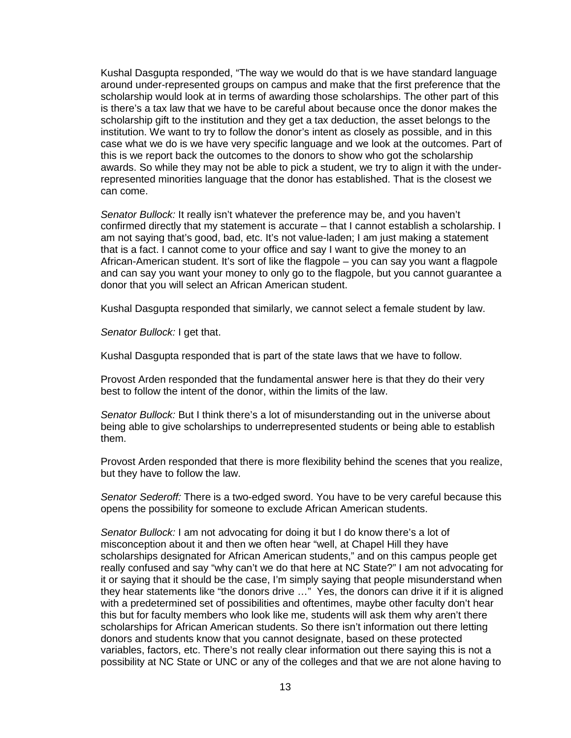Kushal Dasgupta responded, "The way we would do that is we have standard language around under-represented groups on campus and make that the first preference that the scholarship would look at in terms of awarding those scholarships. The other part of this is there's a tax law that we have to be careful about because once the donor makes the scholarship gift to the institution and they get a tax deduction, the asset belongs to the institution. We want to try to follow the donor's intent as closely as possible, and in this case what we do is we have very specific language and we look at the outcomes. Part of this is we report back the outcomes to the donors to show who got the scholarship awards. So while they may not be able to pick a student, we try to align it with the under-represented minorities language that the donor has established. That is the closest we can come.

*Senator Bullock:* It really isn't whatever the preference may be, and you haven't confirmed directly that my statement is accurate – that I cannot establish a scholarship. I am not saying that's good, bad, etc. It's not value-laden; I am just making a statement that is a fact. I cannot come to your office and say I want to give the money to an African-American student. It's sort of like the flagpole – you can say you want a flagpole and can say you want your money to only go to the flagpole, but you cannot guarantee a donor that you will select an African American student.

Kushal Dasgupta responded that similarly, we cannot select a female student by law.

*Senator Bullock:* I get that.

Kushal Dasgupta responded that is part of the state laws that we have to follow.

Provost Arden responded that the fundamental answer here is that they do their very best to follow the intent of the donor, within the limits of the law.

*Senator Bullock:* But I think there's a lot of misunderstanding out in the universe about being able to give scholarships to underrepresented students or being able to establish them.

Provost Arden responded that there is more flexibility behind the scenes that you realize, but they have to follow the law.

*Senator Sederoff:* There is a two-edged sword. You have to be very careful because this opens the possibility for someone to exclude African American students.

*Senator Bullock:* I am not advocating for doing it but I do know there's a lot of misconception about it and then we often hear "well, at Chapel Hill they have scholarships designated for African American students," and on this campus people get really confused and say "why can't we do that here at NC State?" I am not advocating for it or saying that it should be the case, I'm simply saying that people misunderstand when they hear statements like "the donors drive …" Yes, the donors can drive it if it is aligned with a predetermined set of possibilities and oftentimes, maybe other faculty don't hear this but for faculty members who look like me, students will ask them why aren't there scholarships for African American students. So there isn't information out there letting donors and students know that you cannot designate, based on these protected variables, factors, etc. There's not really clear information out there saying this is not a possibility at NC State or UNC or any of the colleges and that we are not alone having to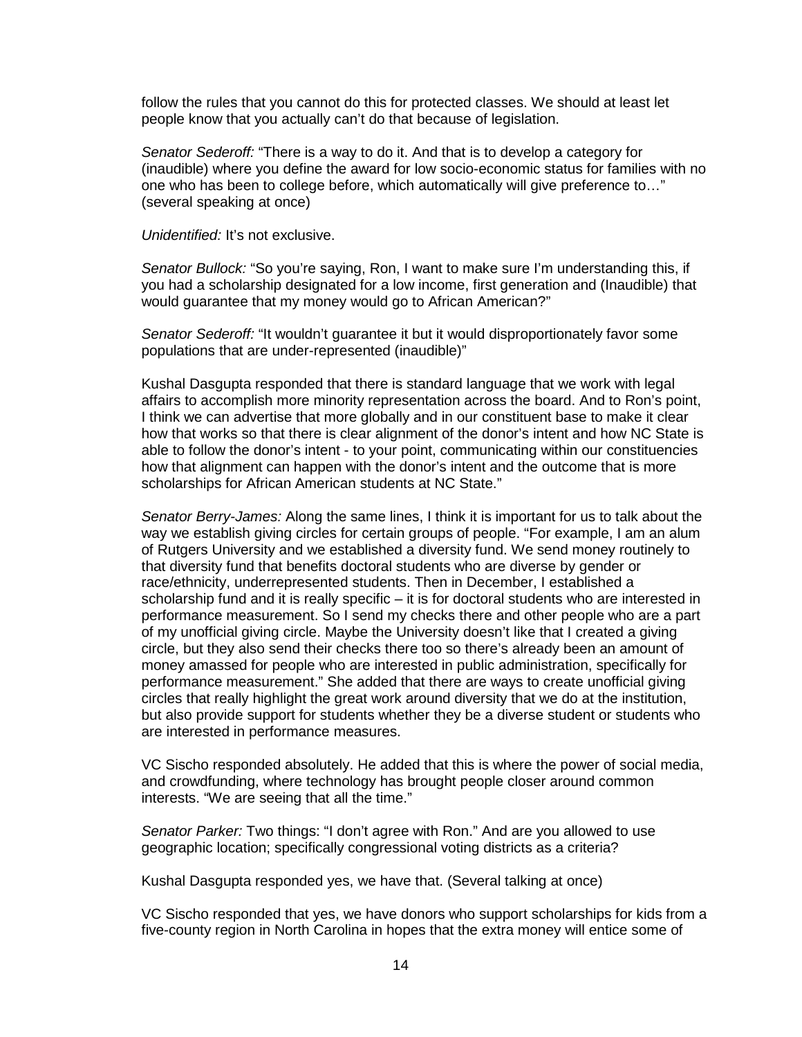follow the rules that you cannot do this for protected classes. We should at least let people know that you actually can't do that because of legislation.

*Senator Sederoff:* "There is a way to do it. And that is to develop a category for (inaudible) where you define the award for low socio-economic status for families with no one who has been to college before, which automatically will give preference to…" (several speaking at once)

*Unidentified:* It's not exclusive.

*Senator Bullock:* "So you're saying, Ron, I want to make sure I'm understanding this, if you had a scholarship designated for a low income, first generation and (Inaudible) that would guarantee that my money would go to African American?"

*Senator Sederoff:* "It wouldn't guarantee it but it would disproportionately favor some populations that are under-represented (inaudible)"

Kushal Dasgupta responded that there is standard language that we work with legal affairs to accomplish more minority representation across the board. And to Ron's point, I think we can advertise that more globally and in our constituent base to make it clear how that works so that there is clear alignment of the donor's intent and how NC State is able to follow the donor's intent - to your point, communicating within our constituencies how that alignment can happen with the donor's intent and the outcome that is more scholarships for African American students at NC State."

*Senator Berry-James:* Along the same lines, I think it is important for us to talk about the way we establish giving circles for certain groups of people. "For example, I am an alum of Rutgers University and we established a diversity fund. We send money routinely to that diversity fund that benefits doctoral students who are diverse by gender or race/ethnicity, underrepresented students. Then in December, I established a scholarship fund and it is really specific – it is for doctoral students who are interested in performance measurement. So I send my checks there and other people who are a part of my unofficial giving circle. Maybe the University doesn't like that I created a giving circle, but they also send their checks there too so there's already been an amount of money amassed for people who are interested in public administration, specifically for performance measurement." She added that there are ways to create unofficial giving circles that really highlight the great work around diversity that we do at the institution, but also provide support for students whether they be a diverse student or students who are interested in performance measures.

VC Sischo responded absolutely. He added that this is where the power of social media, and crowdfunding, where technology has brought people closer around common interests. "We are seeing that all the time."

*Senator Parker:* Two things: "I don't agree with Ron." And are you allowed to use geographic location; specifically congressional voting districts as a criteria?

Kushal Dasgupta responded yes, we have that. (Several talking at once)

VC Sischo responded that yes, we have donors who support scholarships for kids from a five-county region in North Carolina in hopes that the extra money will entice some of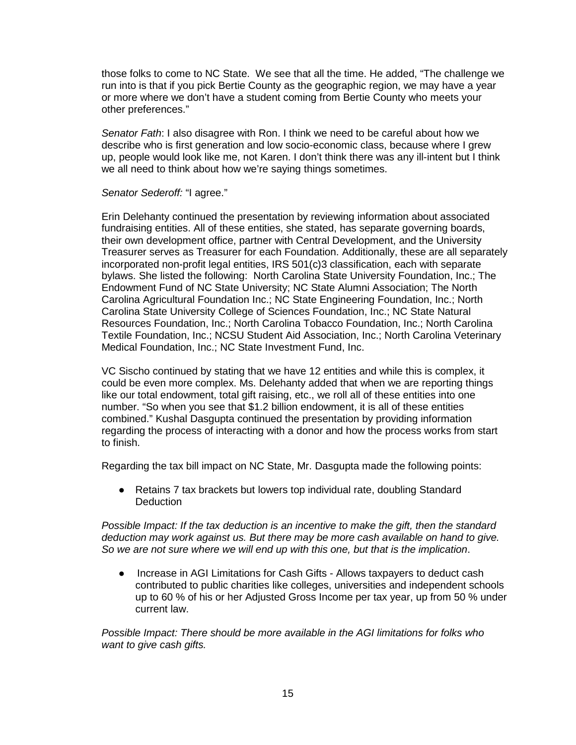those folks to come to NC State.  We see that all the time. He added, "The challenge we run into is that if you pick Bertie County as the geographic region, we may have a year or more where we don't have a student coming from Bertie County who meets your other preferences."

*Senator Fath*: I also disagree with Ron. I think we need to be careful about how we describe who is first generation and low socio-economic class, because where I grew up, people would look like me, not Karen. I don't think there was any ill-intent but I think we all need to think about how we're saying things sometimes.

*Senator Sederoff:* "I agree."

Erin Delehanty continued the presentation by reviewing information about associated fundraising entities. All of these entities, she stated, has separate governing boards, their own development office, partner with Central Development, and the University Treasurer serves as Treasurer for each Foundation. Additionally, these are all separately incorporated non-profit legal entities, IRS 501(c)3 classification, each with separate bylaws. She listed the following:  North Carolina State University Foundation, Inc.; The Endowment Fund of NC State University; NC State Alumni Association; The North Carolina Agricultural Foundation Inc.; NC State Engineering Foundation, Inc.; North Carolina State University College of Sciences Foundation, Inc.; NC State Natural Resources Foundation, Inc.; North Carolina Tobacco Foundation, Inc.; North Carolina Textile Foundation, Inc.; NCSU Student Aid Association, Inc.; North Carolina Veterinary Medical Foundation, Inc.; NC State Investment Fund, Inc.

VC Sischo continued by stating that we have 12 entities and while this is complex, it could be even more complex. Ms. Delehanty added that when we are reporting things like our total endowment, total gift raising, etc., we roll all of these entities into one number. "So when you see that $1.2 billion endowment, it is all of these entities combined." Kushal Dasgupta continued the presentation by providing information regarding the process of interacting with a donor and how the process works from start to finish.

Regarding the tax bill impact on NC State, Mr. Dasgupta made the following points:

- Retains 7 tax brackets but lowers top individual rate, doubling Standard Deduction

*Possible Impact: If the tax deduction is an incentive to make the gift, then the standard deduction may work against us. But there may be more cash available on hand to give. So we are not sure where we will end up with this one, but that is the implication*.

- Increase in AGI Limitations for Cash Gifts - Allows taxpayers to deduct cash contributed to public charities like colleges, universities and independent schools up to 60 % of his or her Adjusted Gross Income per tax year, up from 50 % under current law.

*Possible Impact: There should be more available in the AGI limitations for folks who want to give cash gifts.*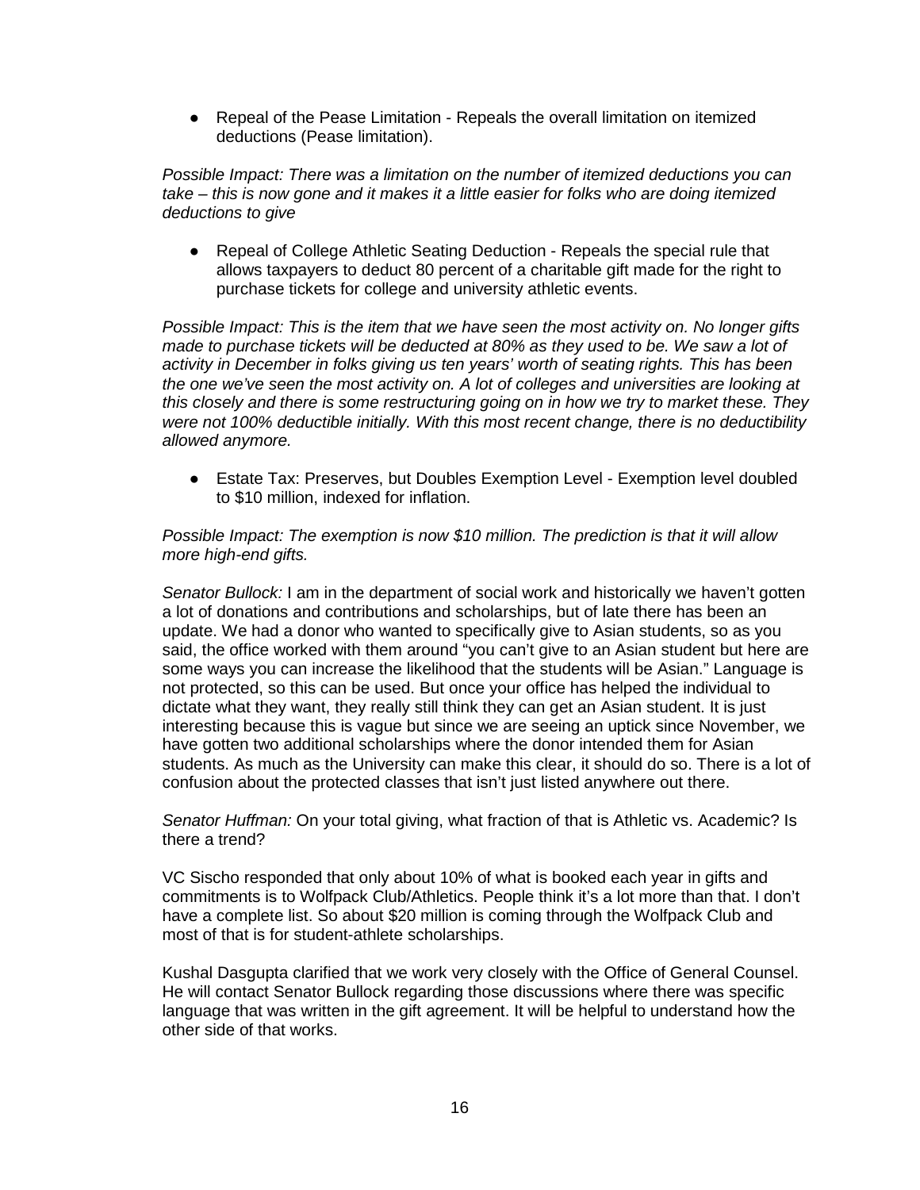- Repeal of the Pease Limitation - Repeals the overall limitation on itemized deductions (Pease limitation).

*Possible Impact: There was a limitation on the number of itemized deductions you can take – this is now gone and it makes it a little easier for folks who are doing itemized deductions to give*

- Repeal of College Athletic Seating Deduction - Repeals the special rule that allows taxpayers to deduct 80 percent of a charitable gift made for the right to purchase tickets for college and university athletic events.

*Possible Impact: This is the item that we have seen the most activity on. No longer gifts made to purchase tickets will be deducted at 80% as they used to be. We saw a lot of activity in December in folks giving us ten years' worth of seating rights. This has been the one we've seen the most activity on. A lot of colleges and universities are looking at this closely and there is some restructuring going on in how we try to market these. They were not 100% deductible initially. With this most recent change, there is no deductibility allowed anymore.*

- Estate Tax: Preserves, but Doubles Exemption Level - Exemption level doubled to $10 million, indexed for inflation.

*Possible Impact: The exemption is now $10 million. The prediction is that it will allow more high-end gifts.*

*Senator Bullock:* I am in the department of social work and historically we haven't gotten a lot of donations and contributions and scholarships, but of late there has been an update. We had a donor who wanted to specifically give to Asian students, so as you said, the office worked with them around "you can't give to an Asian student but here are some ways you can increase the likelihood that the students will be Asian." Language is not protected, so this can be used. But once your office has helped the individual to dictate what they want, they really still think they can get an Asian student. It is just interesting because this is vague but since we are seeing an uptick since November, we have gotten two additional scholarships where the donor intended them for Asian students. As much as the University can make this clear, it should do so. There is a lot of confusion about the protected classes that isn't just listed anywhere out there.

*Senator Huffman:* On your total giving, what fraction of that is Athletic vs. Academic? Is there a trend?

VC Sischo responded that only about 10% of what is booked each year in gifts and commitments is to Wolfpack Club/Athletics. People think it's a lot more than that. I don't have a complete list. So about $20 million is coming through the Wolfpack Club and most of that is for student-athlete scholarships.

Kushal Dasgupta clarified that we work very closely with the Office of General Counsel. He will contact Senator Bullock regarding those discussions where there was specific language that was written in the gift agreement. It will be helpful to understand how the other side of that works.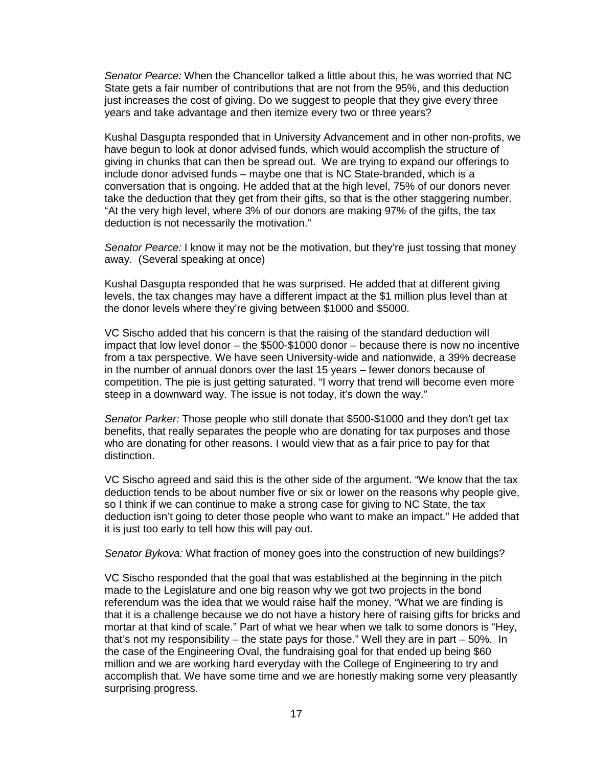*Senator Pearce:* When the Chancellor talked a little about this, he was worried that NC State gets a fair number of contributions that are not from the 95%, and this deduction just increases the cost of giving. Do we suggest to people that they give every three years and take advantage and then itemize every two or three years?

Kushal Dasgupta responded that in University Advancement and in other non-profits, we have begun to look at donor advised funds, which would accomplish the structure of giving in chunks that can then be spread out. We are trying to expand our offerings to include donor advised funds – maybe one that is NC State-branded, which is a conversation that is ongoing. He added that at the high level, 75% of our donors never take the deduction that they get from their gifts, so that is the other staggering number. "At the very high level, where 3% of our donors are making 97% of the gifts, the tax deduction is not necessarily the motivation."

*Senator Pearce:* I know it may not be the motivation, but they're just tossing that money away. (Several speaking at once)

Kushal Dasgupta responded that he was surprised. He added that at different giving levels, the tax changes may have a different impact at the $1 million plus level than at the donor levels where they're giving between $1000 and $5000.

VC Sischo added that his concern is that the raising of the standard deduction will impact that low level donor – the $500-$1000 donor – because there is now no incentive from a tax perspective. We have seen University-wide and nationwide, a 39% decrease in the number of annual donors over the last 15 years – fewer donors because of competition. The pie is just getting saturated. "I worry that trend will become even more steep in a downward way. The issue is not today, it's down the way."

*Senator Parker:* Those people who still donate that $500-$1000 and they don't get tax benefits, that really separates the people who are donating for tax purposes and those who are donating for other reasons. I would view that as a fair price to pay for that distinction.

VC Sischo agreed and said this is the other side of the argument. "We know that the tax deduction tends to be about number five or six or lower on the reasons why people give, so I think if we can continue to make a strong case for giving to NC State, the tax deduction isn't going to deter those people who want to make an impact." He added that it is just too early to tell how this will pay out.

*Senator Bykova:* What fraction of money goes into the construction of new buildings?

VC Sischo responded that the goal that was established at the beginning in the pitch made to the Legislature and one big reason why we got two projects in the bond referendum was the idea that we would raise half the money. "What we are finding is that it is a challenge because we do not have a history here of raising gifts for bricks and mortar at that kind of scale." Part of what we hear when we talk to some donors is "Hey, that's not my responsibility – the state pays for those." Well they are in part – 50%. In the case of the Engineering Oval, the fundraising goal for that ended up being $60 million and we are working hard everyday with the College of Engineering to try and accomplish that. We have some time and we are honestly making some very pleasantly surprising progress.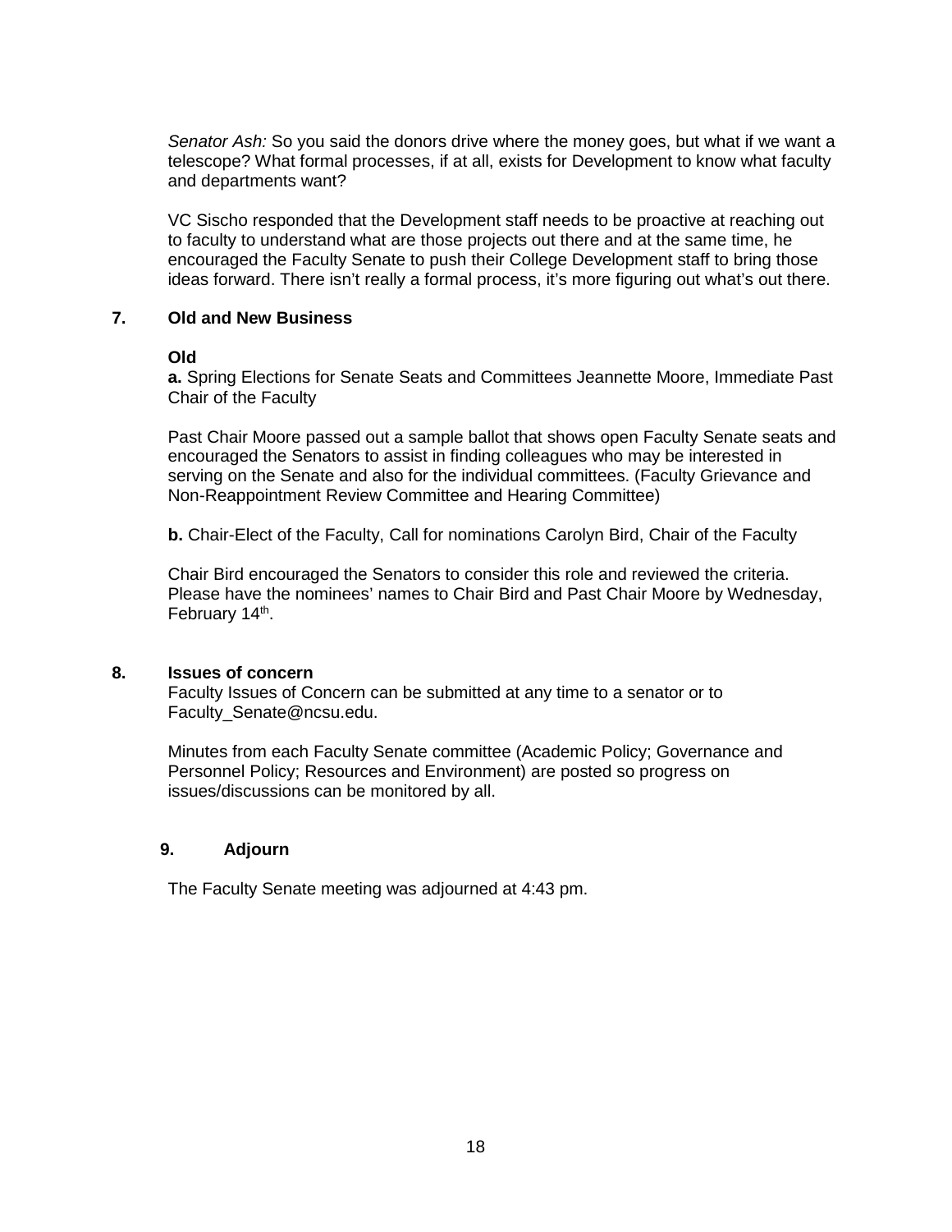*Senator Ash:* So you said the donors drive where the money goes, but what if we want a telescope? What formal processes, if at all, exists for Development to know what faculty and departments want?

VC Sischo responded that the Development staff needs to be proactive at reaching out to faculty to understand what are those projects out there and at the same time, he encouraged the Faculty Senate to push their College Development staff to bring those ideas forward. There isn't really a formal process, it's more figuring out what's out there.

## 7. Old and New Business

**Old**

**a.** Spring Elections for Senate Seats and Committees Jeannette Moore, Immediate Past Chair of the Faculty

Past Chair Moore passed out a sample ballot that shows open Faculty Senate seats and encouraged the Senators to assist in finding colleagues who may be interested in serving on the Senate and also for the individual committees. (Faculty Grievance and Non-Reappointment Review Committee and Hearing Committee)

**b.** Chair-Elect of the Faculty, Call for nominations Carolyn Bird, Chair of the Faculty

Chair Bird encouraged the Senators to consider this role and reviewed the criteria. Please have the nominees' names to Chair Bird and Past Chair Moore by Wednesday, February 14th.

## 8. Issues of concern

Faculty Issues of Concern can be submitted at any time to a senator or to Faculty_Senate@ncsu.edu.

Minutes from each Faculty Senate committee (Academic Policy; Governance and Personnel Policy; Resources and Environment) are posted so progress on issues/discussions can be monitored by all.

## 9. Adjourn

The Faculty Senate meeting was adjourned at 4:43 pm.